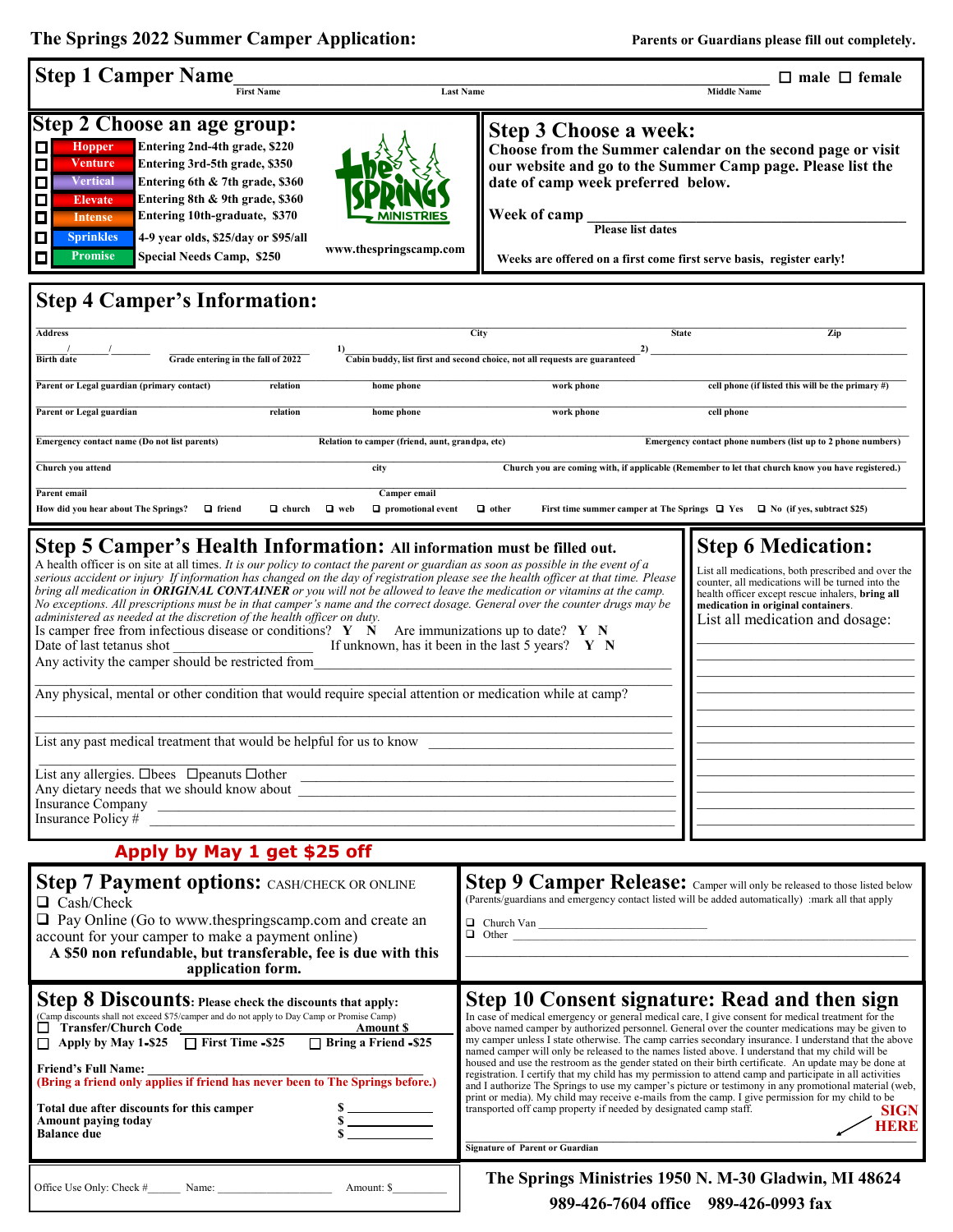# The Springs 2022 Summer Camper Application:

**Parents or Guardians please fill out completely.**

## Step 1 Camper Name

_______________ First Name _______________ Last Name _______________ Middle Name ☐ male ☐ female

## Step 2 Choose an age group:

- ☐ **Hopper** Entering 2nd-4th grade, $220
- ☐ **Venture** Entering 3rd-5th grade, $350
- ☐ **Vertical** Entering 6th & 7th grade, $360
- ☐ **Elevate** Entering 8th & 9th grade, $360
- ☐ **Intense** Entering 10th-graduate, $370
- ☐ **Sprinkles** 4-9 year olds, $25/day or $95/all
- ☐ **Promise** Special Needs Camp, $250

The Springs MINISTRIES

www.thespringscamp.com

## Step 3 Choose a week:

**Choose from the Summer calendar on the second page or visit our website and go to the Summer Camp page. Please list the date of camp week preferred below.**

**Week of camp** _______________
**Please list dates**

**Weeks are offered on a first come first serve basis, register early!**

## Step 4 Camper's Information:

Address _______________ City _______________ State _______________ Zip _______________

___/___/___ Birth date _______________ Grade entering in the fall of 2022 1) _______________ 2) _______________ Cabin buddy, list first and second choice, not all requests are guaranteed

Parent or Legal guardian (primary contact) _______ relation _______ home phone _______ work phone _______ cell phone (if listed this will be the primary #)

Parent or Legal guardian _______ relation _______ home phone _______ work phone _______ cell phone

Emergency contact name (Do not list parents) _______ Relation to camper (friend, aunt, grandpa, etc) _______ Emergency contact phone numbers (list up to 2 phone numbers)

Church you attend _______ city _______ Church you are coming with, if applicable (Remember to let that church know you have registered.)

Parent email _______ Camper email _______

How did you hear about The Springs? ☐ friend ☐ church ☐ web ☐ promotional event ☐ other First time summer camper at The Springs ☐ Yes ☐ No (if yes, subtract $25)

## Step 5 Camper's Health Information: All information must be filled out.

A health officer is on site at all times. *It is our policy to contact the parent or guardian as soon as possible in the event of a serious accident or injury If information has changed on the day of registration please see the health officer at that time. Please bring all medication in **ORIGINAL CONTAINER** or you will not be allowed to leave the medication or vitamins at the camp. No exceptions. All prescriptions must be in that camper's name and the correct dosage. General over the counter drugs may be administered as needed at the discretion of the health officer on duty.*

Is camper free from infectious disease or conditions? **Y N** Are immunizations up to date? **Y N**

Date of last tetanus shot _______________ If unknown, has it been in the last 5 years? **Y N**

Any activity the camper should be restricted from _______________

Any physical, mental or other condition that would require special attention or medication while at camp? _______________

List any past medical treatment that would be helpful for us to know _______________

List any allergies. ☐bees ☐peanuts ☐other _______________

Any dietary needs that we should know about _______________

Insurance Company _______________

Insurance Policy # _______________

## Step 6 Medication:

List all medications, both prescribed and over the counter, all medications will be turned into the health officer except rescue inhalers, **bring all medication in original containers**.

List all medication and dosage:

_______________

**Apply by May 1 get $25 off**

## Step 7 Payment options: CASH/CHECK OR ONLINE

- ☐ Cash/Check
- ☐ Pay Online (Go to www.thespringscamp.com and create an account for your camper to make a payment online)

**A $50 non refundable, but transferable, fee is due with this application form.**

## Step 8 Discounts: Please check the discounts that apply:

(Camp discounts shall not exceed $75/camper and do not apply to Day Camp or Promise Camp)

☐ **Transfer/Church Code** _______ **Amount $** _______

☐ **Apply by May 1-$25** ☐ **First Time -$25** ☐ **Bring a Friend -$25**

**Friend's Full Name:** _______________

**(Bring a friend only applies if friend has never been to The Springs before.)**

**Total due after discounts for this camper** $ _______
**Amount paying today** $ _______
**Balance due** $ _______

## Step 9 Camper Release: Camper will only be released to those listed below

(Parents/guardians and emergency contact listed will be added automatically) :mark all that apply

- ☐ Church Van _______________
- ☐ Other _______________

## Step 10 Consent signature: Read and then sign

In case of medical emergency or general medical care, I give consent for medical treatment for the above named camper by authorized personnel. General over the counter medications may be given to my camper unless I state otherwise. The camp carries secondary insurance. I understand that the above named camper will only be released to the names listed above. I understand that my child will be housed and use the restroom as the gender stated on their birth certificate. An update may be done at registration. I certify that my child has my permission to attend camp and participate in all activities and I authorize The Springs to use my camper's picture or testimony in any promotional material (web, print or media). My child may receive e-mails from the camp. I give permission for my child to be transported off camp property if needed by designated camp staff.

**SIGN HERE**

_______________
**Signature of Parent or Guardian**

Office Use Only: Check #______ Name: _______________ Amount: $_________

**The Springs Ministries 1950 N. M-30 Gladwin, MI 48624**

**989-426-7604 office 989-426-0993 fax**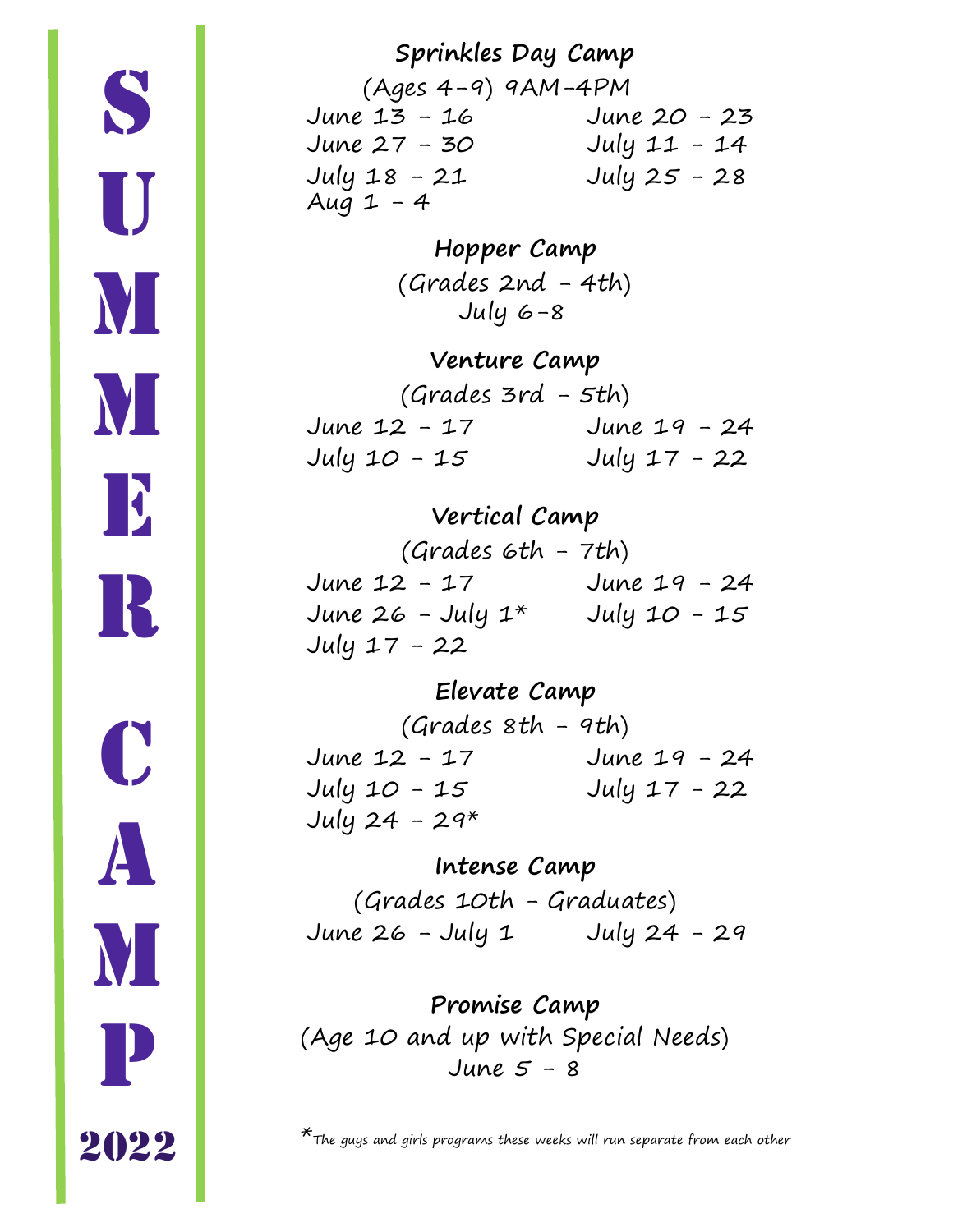# SUMMER CAMP 2022

## Sprinkles Day Camp

(Ages 4-9) 9AM-4PM

June 13 - 16
June 20 - 23
June 27 - 30
July 11 - 14
July 18 - 21
July 25 - 28
Aug 1 - 4

## Hopper Camp

(Grades 2nd - 4th)

July 6-8

## Venture Camp

(Grades 3rd - 5th)

June 12 - 17
June 19 - 24
July 10 - 15
July 17 - 22

## Vertical Camp

(Grades 6th - 7th)

June 12 - 17
June 19 - 24
June 26 - July 1*
July 10 - 15
July 17 - 22

## Elevate Camp

(Grades 8th - 9th)

June 12 - 17
June 19 - 24
July 10 - 15
July 17 - 22
July 24 - 29*

## Intense Camp

(Grades 10th - Graduates)

June 26 - July 1
July 24 - 29

## Promise Camp

(Age 10 and up with Special Needs)

June 5 - 8

*The guys and girls programs these weeks will run separate from each other